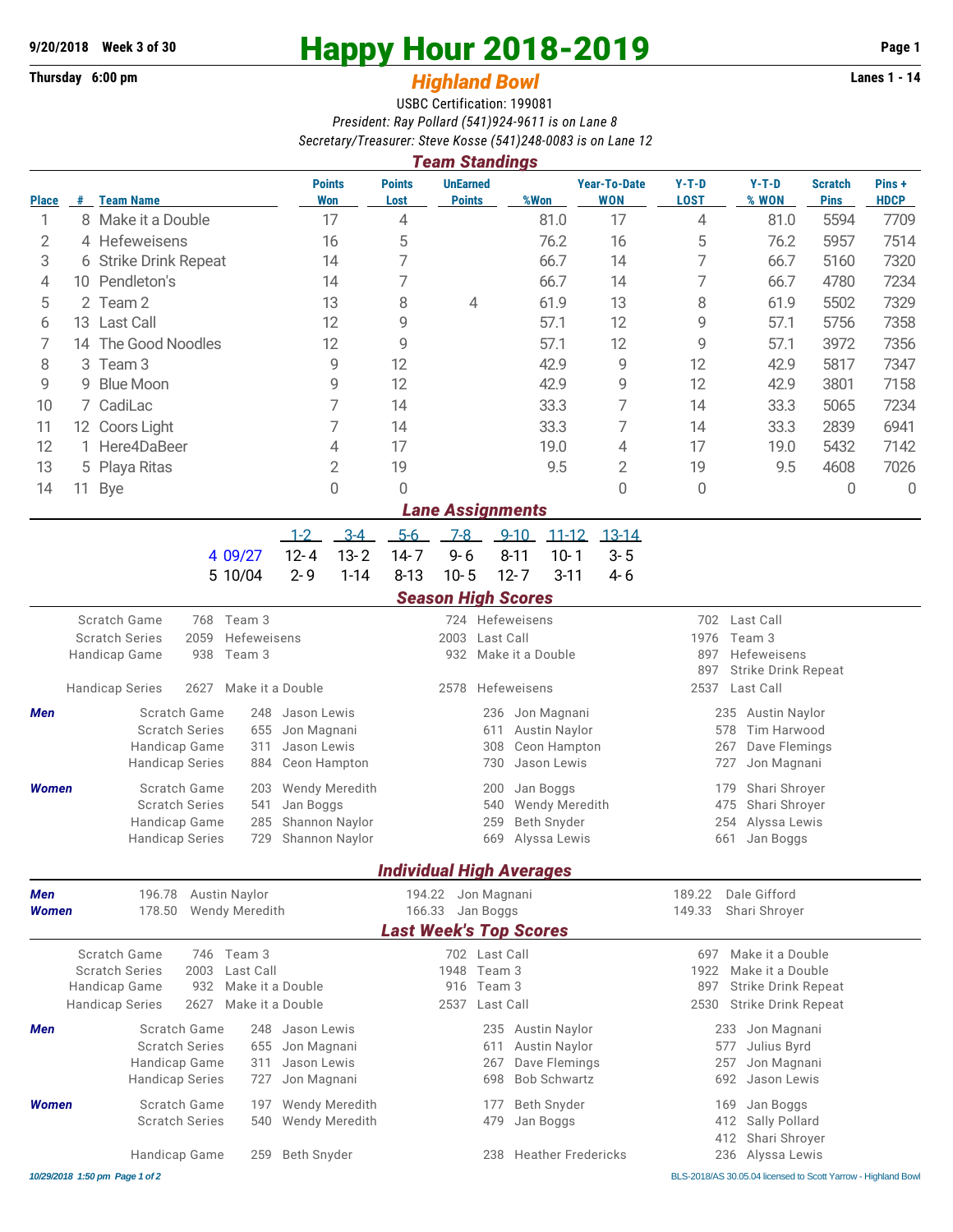9/20/2018 Week 3 of 30 | Thursday 6:00 pm | Lanes 1 - 14

# Happy Hour 2018-2019

## *Highland Bowl*

USBC Certification: 199081

*President: Ray Pollard (541)924-9611 is on Lane 8*

*Secretary/Treasurer: Steve Kosse (541)248-0083 is on Lane 12*

## *Team Standings*

| Place | # | Team Name | Points Won | Points Lost | UnEarned Points | %Won | Year-To-Date WON | Y-T-D LOST | Y-T-D % WON | Scratch Pins | Pins + HDCP |
|---|---|---|---|---|---|---|---|---|---|---|---|
| 1 | 8 | Make it a Double | 17 | 4 | | 81.0 | 17 | 4 | 81.0 | 5594 | 7709 |
| 2 | 4 | Hefeweisens | 16 | 5 | | 76.2 | 16 | 5 | 76.2 | 5957 | 7514 |
| 3 | 6 | Strike Drink Repeat | 14 | 7 | | 66.7 | 14 | 7 | 66.7 | 5160 | 7320 |
| 4 | 10 | Pendleton's | 14 | 7 | | 66.7 | 14 | 7 | 66.7 | 4780 | 7234 |
| 5 | 2 | Team 2 | 13 | 8 | 4 | 61.9 | 13 | 8 | 61.9 | 5502 | 7329 |
| 6 | 13 | Last Call | 12 | 9 | | 57.1 | 12 | 9 | 57.1 | 5756 | 7358 |
| 7 | 14 | The Good Noodles | 12 | 9 | | 57.1 | 12 | 9 | 57.1 | 3972 | 7356 |
| 8 | 3 | Team 3 | 9 | 12 | | 42.9 | 9 | 12 | 42.9 | 5817 | 7347 |
| 9 | 9 | Blue Moon | 9 | 12 | | 42.9 | 9 | 12 | 42.9 | 3801 | 7158 |
| 10 | 7 | CadiLac | 7 | 14 | | 33.3 | 7 | 14 | 33.3 | 5065 | 7234 |
| 11 | 12 | Coors Light | 7 | 14 | | 33.3 | 7 | 14 | 33.3 | 2839 | 6941 |
| 12 | 1 | Here4DaBeer | 4 | 17 | | 19.0 | 4 | 17 | 19.0 | 5432 | 7142 |
| 13 | 5 | Playa Ritas | 2 | 19 | | 9.5 | 2 | 19 | 9.5 | 4608 | 7026 |
| 14 | 11 | Bye | 0 | 0 | | | 0 | 0 | | 0 | 0 |

## *Lane Assignments*

| | 1-2 | 3-4 | 5-6 | 7-8 | 9-10 | 11-12 | 13-14 |
|---|---|---|---|---|---|---|---|
| 4 09/27 | 12- 4 | 13- 2 | 14- 7 | 9- 6 | 8-11 | 10- 1 | 3- 5 |
| 5 10/04 | 2- 9 | 1-14 | 8-13 | 10- 5 | 12- 7 | 3-11 | 4- 6 |

## *Season High Scores*

| | | | | | | |
|---|---|---|---|---|---|---|
| Scratch Game | 768 | Team 3 | 724 | Hefeweisens | 702 | Last Call |
| Scratch Series | 2059 | Hefeweisens | 2003 | Last Call | 1976 | Team 3 |
| Handicap Game | 938 | Team 3 | 932 | Make it a Double | 897 | Hefeweisens |
| | | | | | 897 | Strike Drink Repeat |
| Handicap Series | 2627 | Make it a Double | 2578 | Hefeweisens | 2537 | Last Call |

***Men***

| | | | | | | |
|---|---|---|---|---|---|---|
| Scratch Game | 248 | Jason Lewis | 236 | Jon Magnani | 235 | Austin Naylor |
| Scratch Series | 655 | Jon Magnani | 611 | Austin Naylor | 578 | Tim Harwood |
| Handicap Game | 311 | Jason Lewis | 308 | Ceon Hampton | 267 | Dave Flemings |
| Handicap Series | 884 | Ceon Hampton | 730 | Jason Lewis | 727 | Jon Magnani |

***Women***

| | | | | | | |
|---|---|---|---|---|---|---|
| Scratch Game | 203 | Wendy Meredith | 200 | Jan Boggs | 179 | Shari Shroyer |
| Scratch Series | 541 | Jan Boggs | 540 | Wendy Meredith | 475 | Shari Shroyer |
| Handicap Game | 285 | Shannon Naylor | 259 | Beth Snyder | 254 | Alyssa Lewis |
| Handicap Series | 729 | Shannon Naylor | 669 | Alyssa Lewis | 661 | Jan Boggs |

## *Individual High Averages*

| | | | | | | |
|---|---|---|---|---|---|---|
| ***Men*** | 196.78 | Austin Naylor | 194.22 | Jon Magnani | 189.22 | Dale Gifford |
| ***Women*** | 178.50 | Wendy Meredith | 166.33 | Jan Boggs | 149.33 | Shari Shroyer |

## *Last Week's Top Scores*

| | | | | | | |
|---|---|---|---|---|---|---|
| Scratch Game | 746 | Team 3 | 702 | Last Call | 697 | Make it a Double |
| Scratch Series | 2003 | Last Call | 1948 | Team 3 | 1922 | Make it a Double |
| Handicap Game | 932 | Make it a Double | 916 | Team 3 | 897 | Strike Drink Repeat |
| Handicap Series | 2627 | Make it a Double | 2537 | Last Call | 2530 | Strike Drink Repeat |

***Men***

| | | | | | | |
|---|---|---|---|---|---|---|
| Scratch Game | 248 | Jason Lewis | 235 | Austin Naylor | 233 | Jon Magnani |
| Scratch Series | 655 | Jon Magnani | 611 | Austin Naylor | 577 | Julius Byrd |
| Handicap Game | 311 | Jason Lewis | 267 | Dave Flemings | 257 | Jon Magnani |
| Handicap Series | 727 | Jon Magnani | 698 | Bob Schwartz | 692 | Jason Lewis |

***Women***

| | | | | | | |
|---|---|---|---|---|---|---|
| Scratch Game | 197 | Wendy Meredith | 177 | Beth Snyder | 169 | Jan Boggs |
| Scratch Series | 540 | Wendy Meredith | 479 | Jan Boggs | 412 | Sally Pollard |
| | | | | | 412 | Shari Shroyer |
| Handicap Game | 259 | Beth Snyder | 238 | Heather Fredericks | 236 | Alyssa Lewis |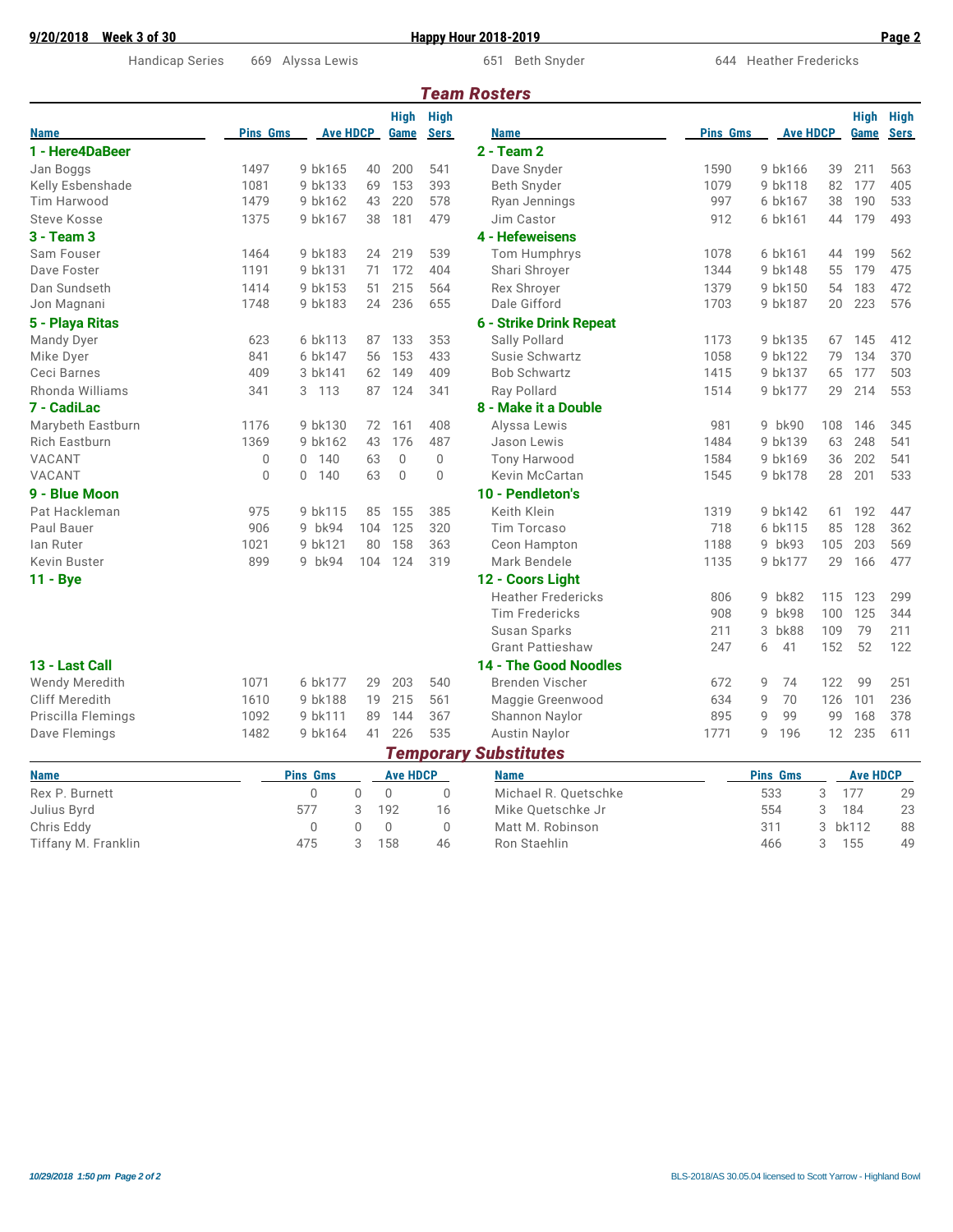9/20/2018 Week 3 of 30 — Happy Hour 2018-2019

Handicap Series: 669 Alyssa Lewis | 651 Beth Snyder | 644 Heather Fredericks

## Team Rosters

| Name | Pins | Gms | Ave | HDCP | High Game | High Sers |
|---|---|---|---|---|---|---|
| **1 - Here4DaBeer** | | | | | | |
| Jan Boggs | 1497 | 9 | bk165 | 40 | 200 | 541 |
| Kelly Esbenshade | 1081 | 9 | bk133 | 69 | 153 | 393 |
| Tim Harwood | 1479 | 9 | bk162 | 43 | 220 | 578 |
| Steve Kosse | 1375 | 9 | bk167 | 38 | 181 | 479 |
| **2 - Team 2** | | | | | | |
| Dave Snyder | 1590 | 9 | bk166 | 39 | 211 | 563 |
| Beth Snyder | 1079 | 9 | bk118 | 82 | 177 | 405 |
| Ryan Jennings | 997 | 6 | bk167 | 38 | 190 | 533 |
| Jim Castor | 912 | 6 | bk161 | 44 | 179 | 493 |
| **3 - Team 3** | | | | | | |
| Sam Fouser | 1464 | 9 | bk183 | 24 | 219 | 539 |
| Dave Foster | 1191 | 9 | bk131 | 71 | 172 | 404 |
| Dan Sundseth | 1414 | 9 | bk153 | 51 | 215 | 564 |
| Jon Magnani | 1748 | 9 | bk183 | 24 | 236 | 655 |
| **4 - Hefeweisens** | | | | | | |
| Tom Humphrys | 1078 | 6 | bk161 | 44 | 199 | 562 |
| Shari Shroyer | 1344 | 9 | bk148 | 55 | 179 | 475 |
| Rex Shroyer | 1379 | 9 | bk150 | 54 | 183 | 472 |
| Dale Gifford | 1703 | 9 | bk187 | 20 | 223 | 576 |
| **5 - Playa Ritas** | | | | | | |
| Mandy Dyer | 623 | 6 | bk113 | 87 | 133 | 353 |
| Mike Dyer | 841 | 6 | bk147 | 56 | 153 | 433 |
| Ceci Barnes | 409 | 3 | bk141 | 62 | 149 | 409 |
| Rhonda Williams | 341 | 3 | 113 | 87 | 124 | 341 |
| **6 - Strike Drink Repeat** | | | | | | |
| Sally Pollard | 1173 | 9 | bk135 | 67 | 145 | 412 |
| Susie Schwartz | 1058 | 9 | bk122 | 79 | 134 | 370 |
| Bob Schwartz | 1415 | 9 | bk137 | 65 | 177 | 503 |
| Ray Pollard | 1514 | 9 | bk177 | 29 | 214 | 553 |
| **7 - CadiLac** | | | | | | |
| Marybeth Eastburn | 1176 | 9 | bk130 | 72 | 161 | 408 |
| Rich Eastburn | 1369 | 9 | bk162 | 43 | 176 | 487 |
| VACANT | 0 | 0 | 140 | 63 | 0 | 0 |
| VACANT | 0 | 0 | 140 | 63 | 0 | 0 |
| **8 - Make it a Double** | | | | | | |
| Alyssa Lewis | 981 | 9 | bk90 | 108 | 146 | 345 |
| Jason Lewis | 1484 | 9 | bk139 | 63 | 248 | 541 |
| Tony Harwood | 1584 | 9 | bk169 | 36 | 202 | 541 |
| Kevin McCartan | 1545 | 9 | bk178 | 28 | 201 | 533 |
| **9 - Blue Moon** | | | | | | |
| Pat Hackleman | 975 | 9 | bk115 | 85 | 155 | 385 |
| Paul Bauer | 906 | 9 | bk94 | 104 | 125 | 320 |
| Ian Ruter | 1021 | 9 | bk121 | 80 | 158 | 363 |
| Kevin Buster | 899 | 9 | bk94 | 104 | 124 | 319 |
| **10 - Pendleton's** | | | | | | |
| Keith Klein | 1319 | 9 | bk142 | 61 | 192 | 447 |
| Tim Torcaso | 718 | 6 | bk115 | 85 | 128 | 362 |
| Ceon Hampton | 1188 | 9 | bk93 | 105 | 203 | 569 |
| Mark Bendele | 1135 | 9 | bk177 | 29 | 166 | 477 |
| **11 - Bye** | | | | | | |
| **12 - Coors Light** | | | | | | |
| Heather Fredericks | 806 | 9 | bk82 | 115 | 123 | 299 |
| Tim Fredericks | 908 | 9 | bk98 | 100 | 125 | 344 |
| Susan Sparks | 211 | 3 | bk88 | 109 | 79 | 211 |
| Grant Pattieshaw | 247 | 6 | 41 | 152 | 52 | 122 |
| **13 - Last Call** | | | | | | |
| Wendy Meredith | 1071 | 6 | bk177 | 29 | 203 | 540 |
| Cliff Meredith | 1610 | 9 | bk188 | 19 | 215 | 561 |
| Priscilla Flemings | 1092 | 9 | bk111 | 89 | 144 | 367 |
| Dave Flemings | 1482 | 9 | bk164 | 41 | 226 | 535 |
| **14 - The Good Noodles** | | | | | | |
| Brenden Vischer | 672 | 9 | 74 | 122 | 99 | 251 |
| Maggie Greenwood | 634 | 9 | 70 | 126 | 101 | 236 |
| Shannon Naylor | 895 | 9 | 99 | 99 | 168 | 378 |
| Austin Naylor | 1771 | 9 | 196 | 12 | 235 | 611 |

## Temporary Substitutes

| Name | Pins | Gms | Ave | HDCP |
|---|---|---|---|---|
| Rex P. Burnett | 0 | 0 | 0 | 0 |
| Julius Byrd | 577 | 3 | 192 | 16 |
| Chris Eddy | 0 | 0 | 0 | 0 |
| Tiffany M. Franklin | 475 | 3 | 158 | 46 |
| Michael R. Quetschke | 533 | 3 | 177 | 29 |
| Mike Quetschke Jr | 554 | 3 | 184 | 23 |
| Matt M. Robinson | 311 | 3 | bk112 | 88 |
| Ron Staehlin | 466 | 3 | 155 | 49 |

10/29/2018 1:50 pm — BLS-2018/AS 30.05.04 licensed to Scott Yarrow - Highland Bowl